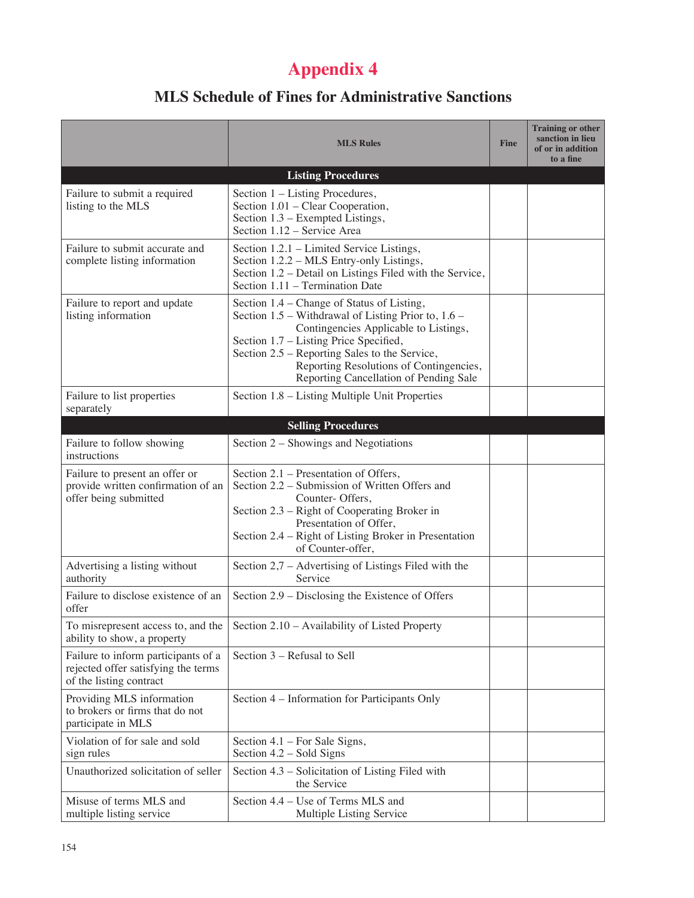# Appendix 4

## MLS Schedule of Fines for Administrative Sanctions

| | MLS Rules | Fine | Training or other sanction in lieu of or in addition to a fine |
|---|---|---|---|
| **Listing Procedures** | | | |
| Failure to submit a required listing to the MLS | Section 1 – Listing Procedures, Section 1.01 – Clear Cooperation, Section 1.3 – Exempted Listings, Section 1.12 – Service Area | | |
| Failure to submit accurate and complete listing information | Section 1.2.1 – Limited Service Listings, Section 1.2.2 – MLS Entry-only Listings, Section 1.2 – Detail on Listings Filed with the Service, Section 1.11 – Termination Date | | |
| Failure to report and update listing information | Section 1.4 – Change of Status of Listing, Section 1.5 – Withdrawal of Listing Prior to, 1.6 – Contingencies Applicable to Listings, Section 1.7 – Listing Price Specified, Section 2.5 – Reporting Sales to the Service, Reporting Resolutions of Contingencies, Reporting Cancellation of Pending Sale | | |
| Failure to list properties separately | Section 1.8 – Listing Multiple Unit Properties | | |
| **Selling Procedures** | | | |
| Failure to follow showing instructions | Section 2 – Showings and Negotiations | | |
| Failure to present an offer or provide written confirmation of an offer being submitted | Section 2.1 – Presentation of Offers, Section 2.2 – Submission of Written Offers and Counter- Offers, Section 2.3 – Right of Cooperating Broker in Presentation of Offer, Section 2.4 – Right of Listing Broker in Presentation of Counter-offer, | | |
| Advertising a listing without authority | Section 2,7 – Advertising of Listings Filed with the Service | | |
| Failure to disclose existence of an offer | Section 2.9 – Disclosing the Existence of Offers | | |
| To misrepresent access to, and the ability to show, a property | Section 2.10 – Availability of Listed Property | | |
| Failure to inform participants of a rejected offer satisfying the terms of the listing contract | Section 3 – Refusal to Sell | | |
| Providing MLS information to brokers or firms that do not participate in MLS | Section 4 – Information for Participants Only | | |
| Violation of for sale and sold sign rules | Section 4.1 – For Sale Signs, Section 4.2 – Sold Signs | | |
| Unauthorized solicitation of seller | Section 4.3 – Solicitation of Listing Filed with the Service | | |
| Misuse of terms MLS and multiple listing service | Section 4.4 – Use of Terms MLS and Multiple Listing Service | | |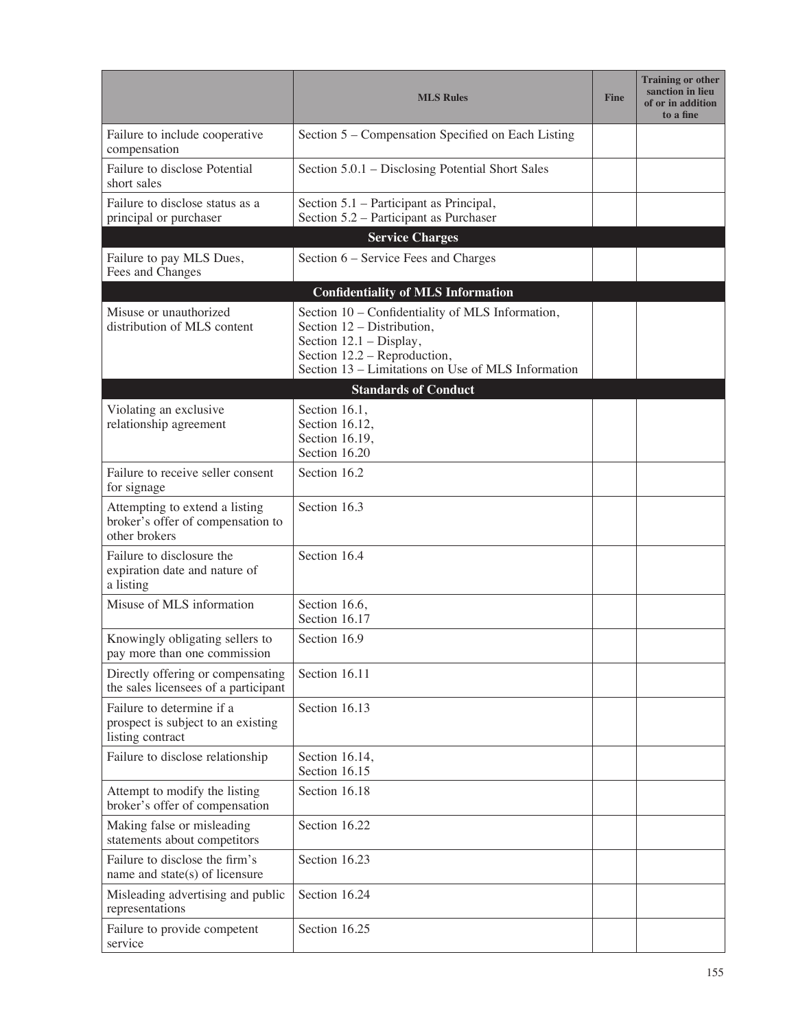|  | MLS Rules | Fine | Training or other sanction in lieu of or in addition to a fine |
|---|---|---|---|
| Failure to include cooperative compensation | Section 5 – Compensation Specified on Each Listing | | |
| Failure to disclose Potential short sales | Section 5.0.1 – Disclosing Potential Short Sales | | |
| Failure to disclose status as a principal or purchaser | Section 5.1 – Participant as Principal, Section 5.2 – Participant as Purchaser | | |
| **Service Charges** | | | |
| Failure to pay MLS Dues, Fees and Changes | Section 6 – Service Fees and Charges | | |
| **Confidentiality of MLS Information** | | | |
| Misuse or unauthorized distribution of MLS content | Section 10 – Confidentiality of MLS Information, Section 12 – Distribution, Section 12.1 – Display, Section 12.2 – Reproduction, Section 13 – Limitations on Use of MLS Information | | |
| **Standards of Conduct** | | | |
| Violating an exclusive relationship agreement | Section 16.1, Section 16.12, Section 16.19, Section 16.20 | | |
| Failure to receive seller consent for signage | Section 16.2 | | |
| Attempting to extend a listing broker's offer of compensation to other brokers | Section 16.3 | | |
| Failure to disclosure the expiration date and nature of a listing | Section 16.4 | | |
| Misuse of MLS information | Section 16.6, Section 16.17 | | |
| Knowingly obligating sellers to pay more than one commission | Section 16.9 | | |
| Directly offering or compensating the sales licensees of a participant | Section 16.11 | | |
| Failure to determine if a prospect is subject to an existing listing contract | Section 16.13 | | |
| Failure to disclose relationship | Section 16.14, Section 16.15 | | |
| Attempt to modify the listing broker's offer of compensation | Section 16.18 | | |
| Making false or misleading statements about competitors | Section 16.22 | | |
| Failure to disclose the firm's name and state(s) of licensure | Section 16.23 | | |
| Misleading advertising and public representations | Section 16.24 | | |
| Failure to provide competent service | Section 16.25 | | |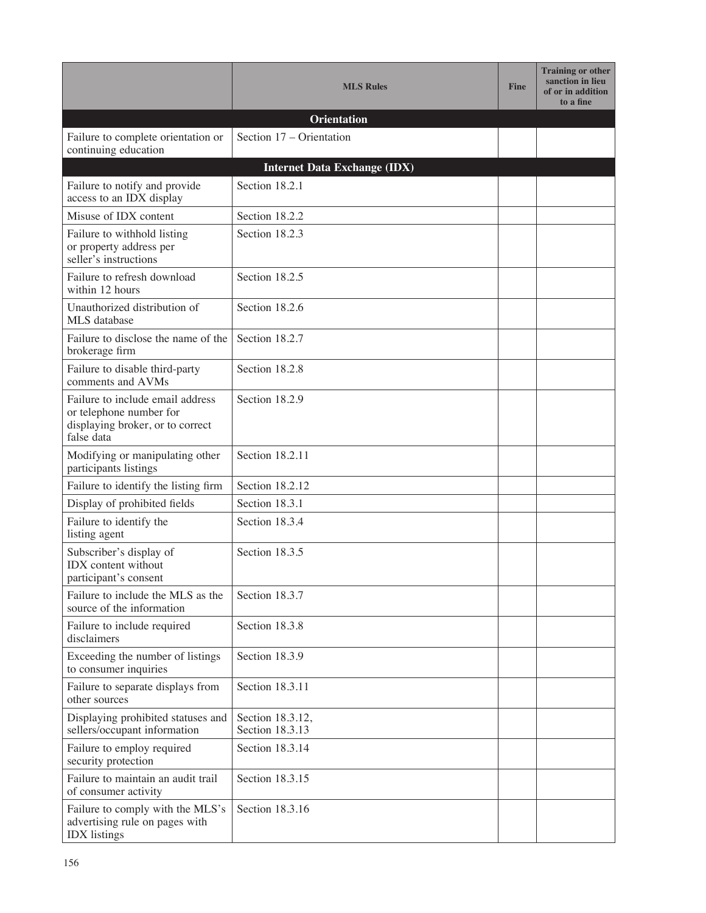| | MLS Rules | Fine | Training or other sanction in lieu of or in addition to a fine |
|---|---|---|---|
| **Orientation** | | | |
| Failure to complete orientation or continuing education | Section 17 – Orientation | | |
| **Internet Data Exchange (IDX)** | | | |
| Failure to notify and provide access to an IDX display | Section 18.2.1 | | |
| Misuse of IDX content | Section 18.2.2 | | |
| Failure to withhold listing or property address per seller's instructions | Section 18.2.3 | | |
| Failure to refresh download within 12 hours | Section 18.2.5 | | |
| Unauthorized distribution of MLS database | Section 18.2.6 | | |
| Failure to disclose the name of the brokerage firm | Section 18.2.7 | | |
| Failure to disable third-party comments and AVMs | Section 18.2.8 | | |
| Failure to include email address or telephone number for displaying broker, or to correct false data | Section 18.2.9 | | |
| Modifying or manipulating other participants listings | Section 18.2.11 | | |
| Failure to identify the listing firm | Section 18.2.12 | | |
| Display of prohibited fields | Section 18.3.1 | | |
| Failure to identify the listing agent | Section 18.3.4 | | |
| Subscriber's display of IDX content without participant's consent | Section 18.3.5 | | |
| Failure to include the MLS as the source of the information | Section 18.3.7 | | |
| Failure to include required disclaimers | Section 18.3.8 | | |
| Exceeding the number of listings to consumer inquiries | Section 18.3.9 | | |
| Failure to separate displays from other sources | Section 18.3.11 | | |
| Displaying prohibited statuses and sellers/occupant information | Section 18.3.12, Section 18.3.13 | | |
| Failure to employ required security protection | Section 18.3.14 | | |
| Failure to maintain an audit trail of consumer activity | Section 18.3.15 | | |
| Failure to comply with the MLS's advertising rule on pages with IDX listings | Section 18.3.16 | | |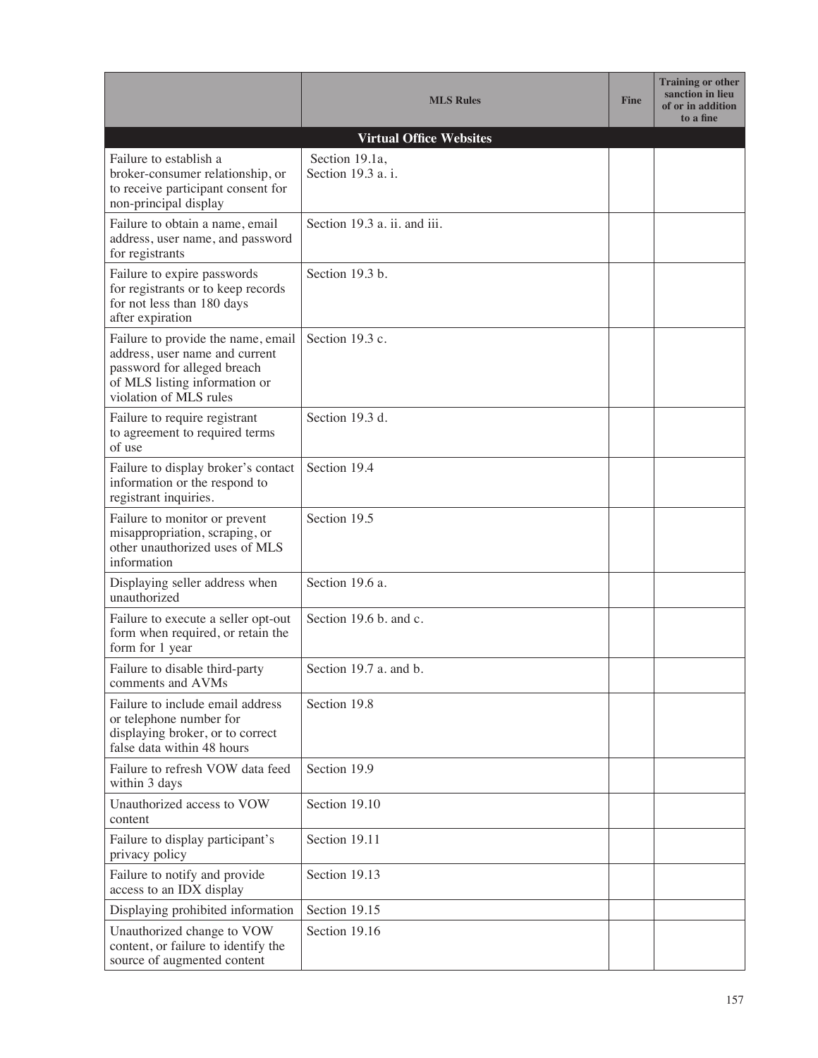| | MLS Rules | Fine | Training or other sanction in lieu of or in addition to a fine |
|---|---|---|---|
| **Virtual Office Websites** | | | |
| Failure to establish a broker-consumer relationship, or to receive participant consent for non-principal display | Section 19.1a, Section 19.3 a. i. | | |
| Failure to obtain a name, email address, user name, and password for registrants | Section 19.3 a. ii. and iii. | | |
| Failure to expire passwords for registrants or to keep records for not less than 180 days after expiration | Section 19.3 b. | | |
| Failure to provide the name, email address, user name and current password for alleged breach of MLS listing information or violation of MLS rules | Section 19.3 c. | | |
| Failure to require registrant to agreement to required terms of use | Section 19.3 d. | | |
| Failure to display broker's contact information or the respond to registrant inquiries. | Section 19.4 | | |
| Failure to monitor or prevent misappropriation, scraping, or other unauthorized uses of MLS information | Section 19.5 | | |
| Displaying seller address when unauthorized | Section 19.6 a. | | |
| Failure to execute a seller opt-out form when required, or retain the form for 1 year | Section 19.6 b. and c. | | |
| Failure to disable third-party comments and AVMs | Section 19.7 a. and b. | | |
| Failure to include email address or telephone number for displaying broker, or to correct false data within 48 hours | Section 19.8 | | |
| Failure to refresh VOW data feed within 3 days | Section 19.9 | | |
| Unauthorized access to VOW content | Section 19.10 | | |
| Failure to display participant's privacy policy | Section 19.11 | | |
| Failure to notify and provide access to an IDX display | Section 19.13 | | |
| Displaying prohibited information | Section 19.15 | | |
| Unauthorized change to VOW content, or failure to identify the source of augmented content | Section 19.16 | | |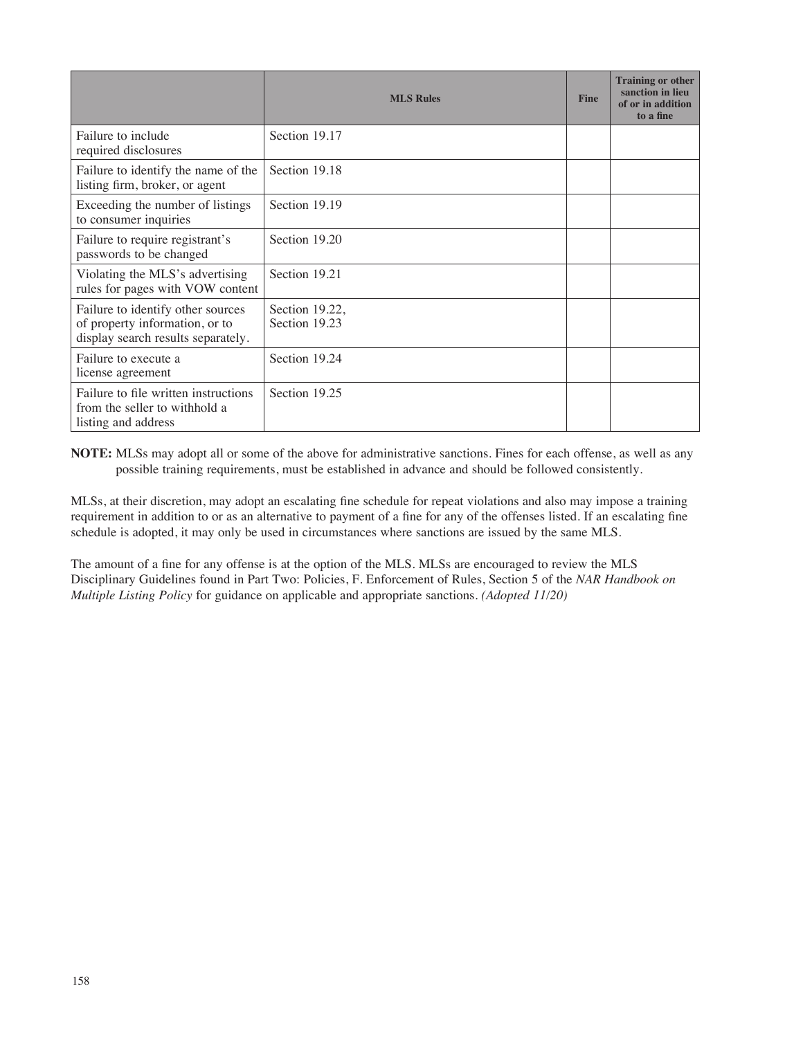| | MLS Rules | Fine | Training or other sanction in lieu of or in addition to a fine |
|---|---|---|---|
| Failure to include required disclosures | Section 19.17 | | |
| Failure to identify the name of the listing firm, broker, or agent | Section 19.18 | | |
| Exceeding the number of listings to consumer inquiries | Section 19.19 | | |
| Failure to require registrant's passwords to be changed | Section 19.20 | | |
| Violating the MLS's advertising rules for pages with VOW content | Section 19.21 | | |
| Failure to identify other sources of property information, or to display search results separately. | Section 19.22, Section 19.23 | | |
| Failure to execute a license agreement | Section 19.24 | | |
| Failure to file written instructions from the seller to withhold a listing and address | Section 19.25 | | |

**NOTE:** MLSs may adopt all or some of the above for administrative sanctions. Fines for each offense, as well as any possible training requirements, must be established in advance and should be followed consistently.

MLSs, at their discretion, may adopt an escalating fine schedule for repeat violations and also may impose a training requirement in addition to or as an alternative to payment of a fine for any of the offenses listed. If an escalating fine schedule is adopted, it may only be used in circumstances where sanctions are issued by the same MLS.

The amount of a fine for any offense is at the option of the MLS. MLSs are encouraged to review the MLS Disciplinary Guidelines found in Part Two: Policies, F. Enforcement of Rules, Section 5 of the *NAR Handbook on Multiple Listing Policy* for guidance on applicable and appropriate sanctions. *(Adopted 11/20)*